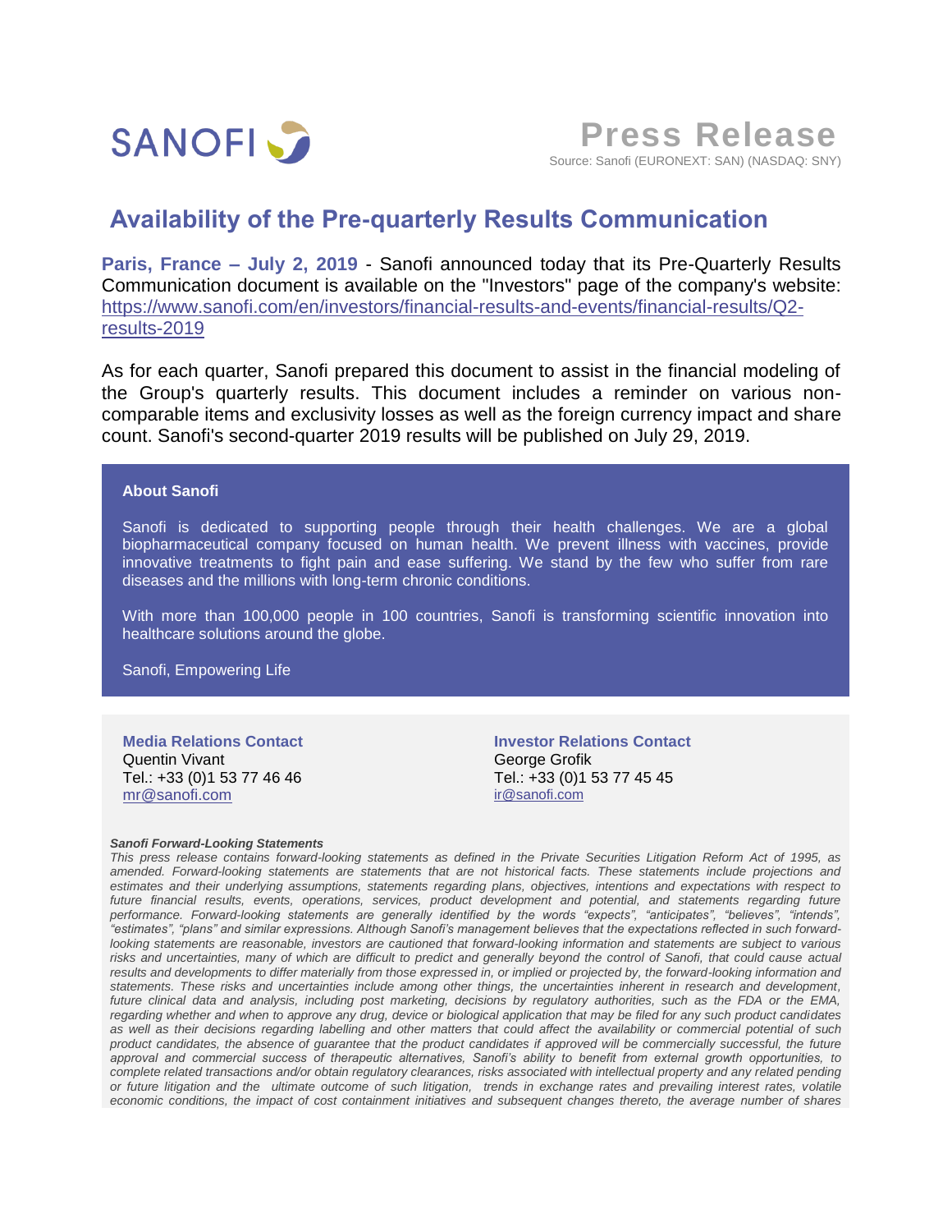SANOFI

# Press Release

Source: Sanofi (EURONEXT: SAN) (NASDAQ: SNY)

## Availability of the Pre-quarterly Results Communication

**Paris, France – July 2, 2019** - Sanofi announced today that its Pre-Quarterly Results Communication document is available on the "Investors" page of the company's website: [https://www.sanofi.com/en/investors/financial-results-and-events/financial-results/Q2-results-2019](https://www.sanofi.com/en/investors/financial-results-and-events/financial-results/Q2-results-2019)

As for each quarter, Sanofi prepared this document to assist in the financial modeling of the Group's quarterly results. This document includes a reminder on various non-comparable items and exclusivity losses as well as the foreign currency impact and share count. Sanofi's second-quarter 2019 results will be published on July 29, 2019.

**About Sanofi**

Sanofi is dedicated to supporting people through their health challenges. We are a global biopharmaceutical company focused on human health. We prevent illness with vaccines, provide innovative treatments to fight pain and ease suffering. We stand by the few who suffer from rare diseases and the millions with long-term chronic conditions.

With more than 100,000 people in 100 countries, Sanofi is transforming scientific innovation into healthcare solutions around the globe.

Sanofi, Empowering Life

**Media Relations Contact**
Quentin Vivant
Tel.: +33 (0)1 53 77 46 46
[mr@sanofi.com](mailto:mr@sanofi.com)

**Investor Relations Contact**
George Grofik
Tel.: +33 (0)1 53 77 45 45
[ir@sanofi.com](mailto:ir@sanofi.com)

***Sanofi Forward-Looking Statements***

*This press release contains forward-looking statements as defined in the Private Securities Litigation Reform Act of 1995, as amended. Forward-looking statements are statements that are not historical facts. These statements include projections and estimates and their underlying assumptions, statements regarding plans, objectives, intentions and expectations with respect to future financial results, events, operations, services, product development and potential, and statements regarding future performance. Forward-looking statements are generally identified by the words "expects", "anticipates", "believes", "intends", "estimates", "plans" and similar expressions. Although Sanofi's management believes that the expectations reflected in such forward-looking statements are reasonable, investors are cautioned that forward-looking information and statements are subject to various risks and uncertainties, many of which are difficult to predict and generally beyond the control of Sanofi, that could cause actual results and developments to differ materially from those expressed in, or implied or projected by, the forward-looking information and statements. These risks and uncertainties include among other things, the uncertainties inherent in research and development, future clinical data and analysis, including post marketing, decisions by regulatory authorities, such as the FDA or the EMA, regarding whether and when to approve any drug, device or biological application that may be filed for any such product candidates as well as their decisions regarding labelling and other matters that could affect the availability or commercial potential of such product candidates, the absence of guarantee that the product candidates if approved will be commercially successful, the future approval and commercial success of therapeutic alternatives, Sanofi's ability to benefit from external growth opportunities, to complete related transactions and/or obtain regulatory clearances, risks associated with intellectual property and any related pending or future litigation and the ultimate outcome of such litigation, trends in exchange rates and prevailing interest rates, volatile economic conditions, the impact of cost containment initiatives and subsequent changes thereto, the average number of shares*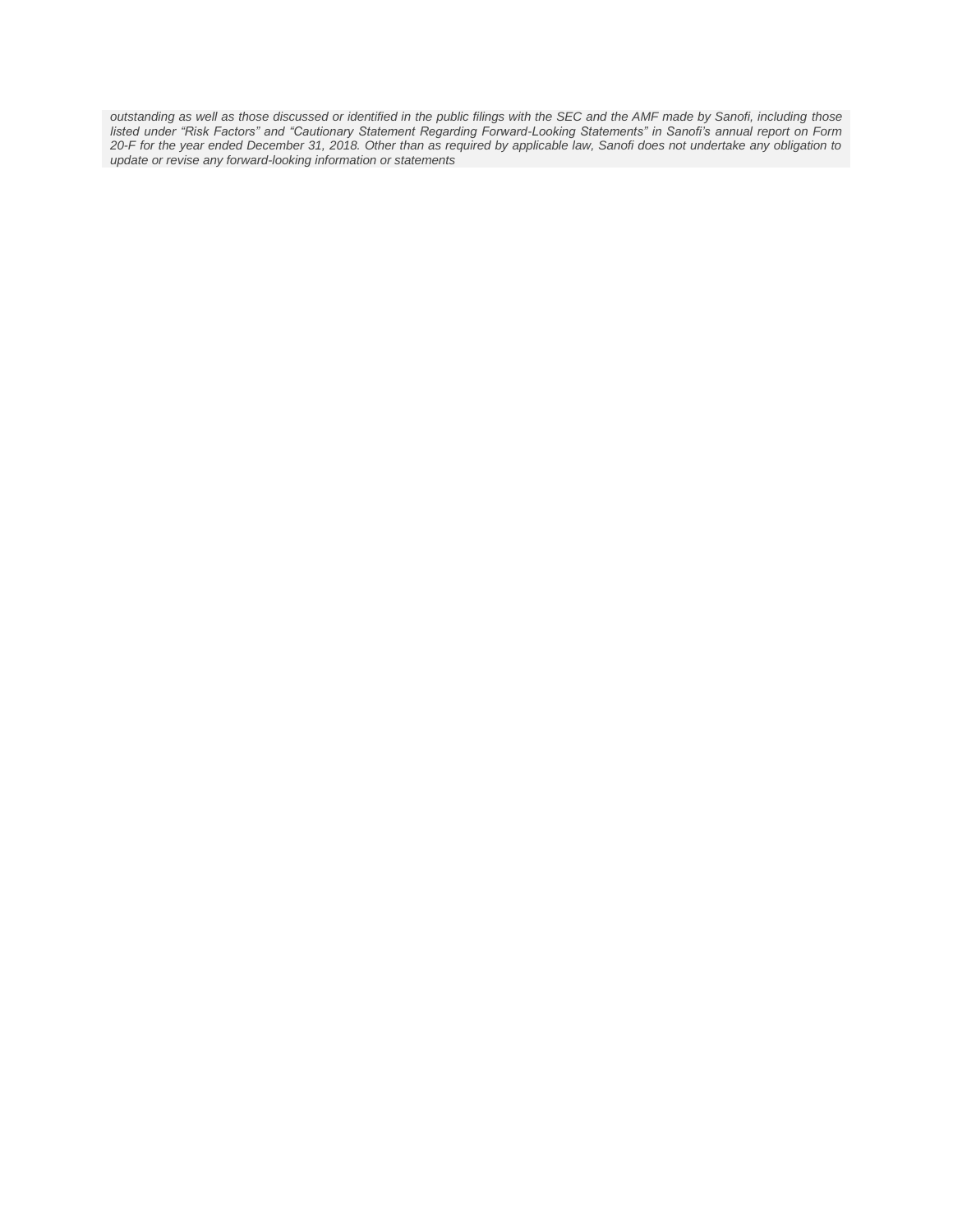*outstanding as well as those discussed or identified in the public filings with the SEC and the AMF made by Sanofi, including those listed under “Risk Factors” and “Cautionary Statement Regarding Forward-Looking Statements” in Sanofi’s annual report on Form 20-F for the year ended December 31, 2018. Other than as required by applicable law, Sanofi does not undertake any obligation to update or revise any forward-looking information or statements*